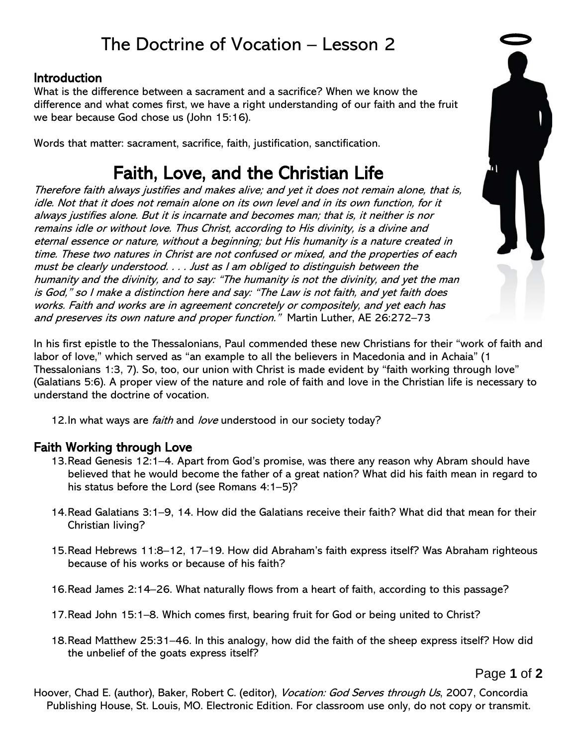# The Doctrine of Vocation – Lesson 2

## Introduction

What is the difference between a sacrament and a sacrifice? When we know the difference and what comes first, we have a right understanding of our faith and the fruit we bear because God chose us (John 15:16).

Words that matter: sacrament, sacrifice, faith, justification, sanctification.

## Faith, Love, and the Christian Life

*Therefore faith always justifies and makes alive; and yet it does not remain alone, that is, idle. Not that it does not remain alone on its own level and in its own function, for it always justifies alone. But it is incarnate and becomes man; that is, it neither is nor remains idle or without love. Thus Christ, according to His divinity, is a divine and eternal essence or nature, without a beginning; but His humanity is a nature created in time. These two natures in Christ are not confused or mixed, and the properties of each must be clearly understood. . . . Just as I am obliged to distinguish between the humanity and the divinity, and to say: "The humanity is not the divinity, and yet the man is God," so I make a distinction here and say: "The Law is not faith, and yet faith does works. Faith and works are in agreement concretely or compositely, and yet each has and preserves its own nature and proper function."* Martin Luther, AE 26:272–73

In his first epistle to the Thessalonians, Paul commended these new Christians for their "work of faith and labor of love," which served as "an example to all the believers in Macedonia and in Achaia" (1 Thessalonians 1:3, 7). So, too, our union with Christ is made evident by "faith working through love" (Galatians 5:6). A proper view of the nature and role of faith and love in the Christian life is necessary to understand the doctrine of vocation.

12. In what ways are *faith* and *love* understood in our society today?

### Faith Working through Love

13. Read Genesis 12:1–4. Apart from God's promise, was there any reason why Abram should have believed that he would become the father of a great nation? What did his faith mean in regard to his status before the Lord (see Romans 4:1–5)?

14. Read Galatians 3:1–9, 14. How did the Galatians receive their faith? What did that mean for their Christian living?

15. Read Hebrews 11:8–12, 17–19. How did Abraham's faith express itself? Was Abraham righteous because of his works or because of his faith?

16. Read James 2:14–26. What naturally flows from a heart of faith, according to this passage?

17. Read John 15:1–8. Which comes first, bearing fruit for God or being united to Christ?

18. Read Matthew 25:31–46. In this analogy, how did the faith of the sheep express itself? How did the unbelief of the goats express itself?

Hoover, Chad E. (author), Baker, Robert C. (editor), *Vocation: God Serves through Us*, 2007, Concordia Publishing House, St. Louis, MO. Electronic Edition. For classroom use only, do not copy or transmit.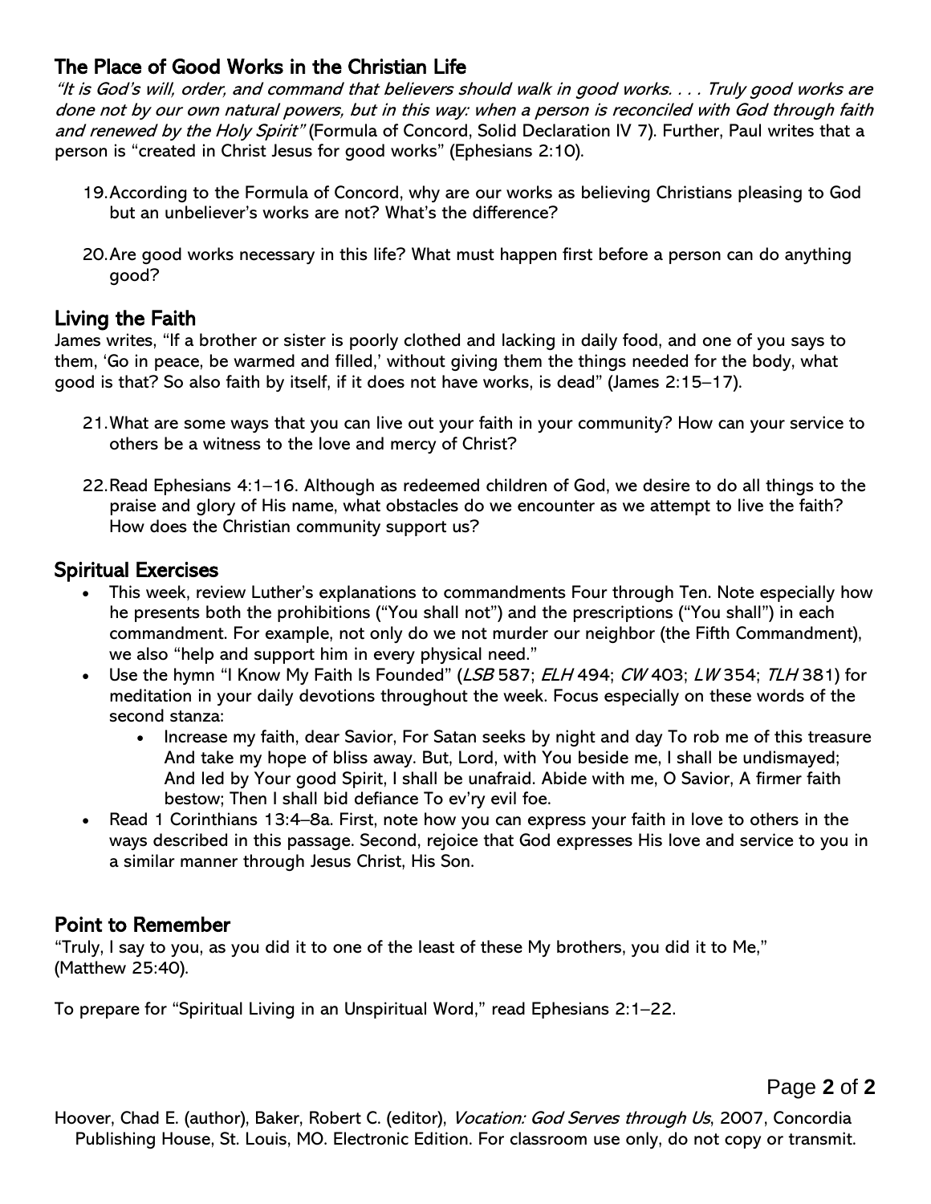## The Place of Good Works in the Christian Life

*"It is God's will, order, and command that believers should walk in good works. . . . Truly good works are done not by our own natural powers, but in this way: when a person is reconciled with God through faith and renewed by the Holy Spirit"* (Formula of Concord, Solid Declaration IV 7). Further, Paul writes that a person is "created in Christ Jesus for good works" (Ephesians 2:10).

19. According to the Formula of Concord, why are our works as believing Christians pleasing to God but an unbeliever's works are not? What's the difference?

20. Are good works necessary in this life? What must happen first before a person can do anything good?

## Living the Faith

James writes, "If a brother or sister is poorly clothed and lacking in daily food, and one of you says to them, 'Go in peace, be warmed and filled,' without giving them the things needed for the body, what good is that? So also faith by itself, if it does not have works, is dead" (James 2:15–17).

21. What are some ways that you can live out your faith in your community? How can your service to others be a witness to the love and mercy of Christ?

22. Read Ephesians 4:1–16. Although as redeemed children of God, we desire to do all things to the praise and glory of His name, what obstacles do we encounter as we attempt to live the faith? How does the Christian community support us?

## Spiritual Exercises

- This week, review Luther's explanations to commandments Four through Ten. Note especially how he presents both the prohibitions ("You shall not") and the prescriptions ("You shall") in each commandment. For example, not only do we not murder our neighbor (the Fifth Commandment), we also "help and support him in every physical need."
- Use the hymn "I Know My Faith Is Founded" (*LSB* 587; *ELH* 494; *CW* 403; *LW* 354; *TLH* 381) for meditation in your daily devotions throughout the week. Focus especially on these words of the second stanza:
    - Increase my faith, dear Savior, For Satan seeks by night and day To rob me of this treasure And take my hope of bliss away. But, Lord, with You beside me, I shall be undismayed; And led by Your good Spirit, I shall be unafraid. Abide with me, O Savior, A firmer faith bestow; Then I shall bid defiance To ev'ry evil foe.
- Read 1 Corinthians 13:4–8a. First, note how you can express your faith in love to others in the ways described in this passage. Second, rejoice that God expresses His love and service to you in a similar manner through Jesus Christ, His Son.

## Point to Remember

"Truly, I say to you, as you did it to one of the least of these My brothers, you did it to Me," (Matthew 25:40).

To prepare for "Spiritual Living in an Unspiritual Word," read Ephesians 2:1–22.

Hoover, Chad E. (author), Baker, Robert C. (editor), *Vocation: God Serves through Us*, 2007, Concordia Publishing House, St. Louis, MO. Electronic Edition. For classroom use only, do not copy or transmit.